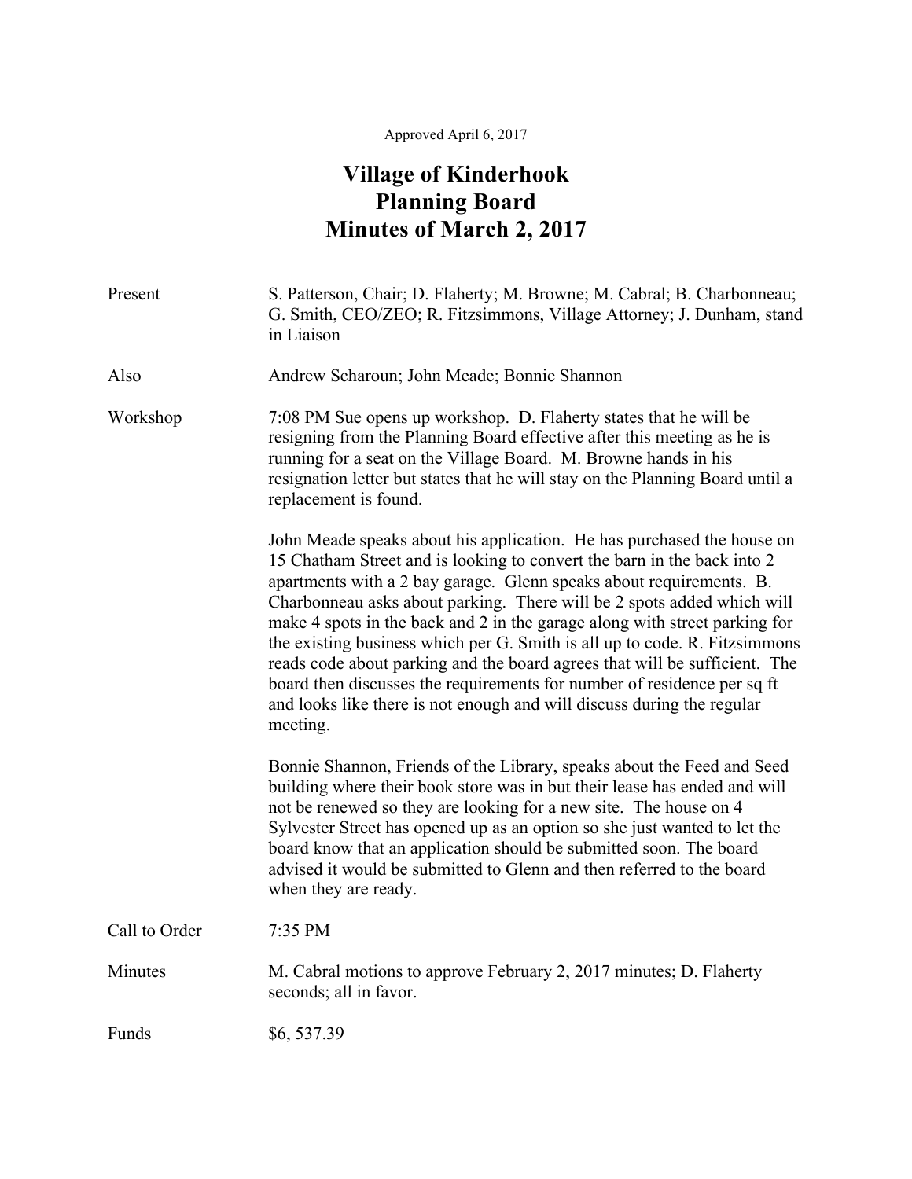Approved April 6, 2017

# Village of Kinderhook
# Planning Board
# Minutes of March 2, 2017

| | |
|---|---|
| Present | S. Patterson, Chair; D. Flaherty; M. Browne; M. Cabral; B. Charbonneau; G. Smith, CEO/ZEO; R. Fitzsimmons, Village Attorney; J. Dunham, stand in Liaison |
| Also | Andrew Scharoun; John Meade; Bonnie Shannon |

**Workshop**

7:08 PM Sue opens up workshop. D. Flaherty states that he will be resigning from the Planning Board effective after this meeting as he is running for a seat on the Village Board. M. Browne hands in his resignation letter but states that he will stay on the Planning Board until a replacement is found.

John Meade speaks about his application. He has purchased the house on 15 Chatham Street and is looking to convert the barn in the back into 2 apartments with a 2 bay garage. Glenn speaks about requirements. B. Charbonneau asks about parking. There will be 2 spots added which will make 4 spots in the back and 2 in the garage along with street parking for the existing business which per G. Smith is all up to code. R. Fitzsimmons reads code about parking and the board agrees that will be sufficient. The board then discusses the requirements for number of residence per sq ft and looks like there is not enough and will discuss during the regular meeting.

Bonnie Shannon, Friends of the Library, speaks about the Feed and Seed building where their book store was in but their lease has ended and will not be renewed so they are looking for a new site. The house on 4 Sylvester Street has opened up as an option so she just wanted to let the board know that an application should be submitted soon. The board advised it would be submitted to Glenn and then referred to the board when they are ready.

**Call to Order**

7:35 PM

**Minutes**

M. Cabral motions to approve February 2, 2017 minutes; D. Flaherty seconds; all in favor.

**Funds**

$6, 537.39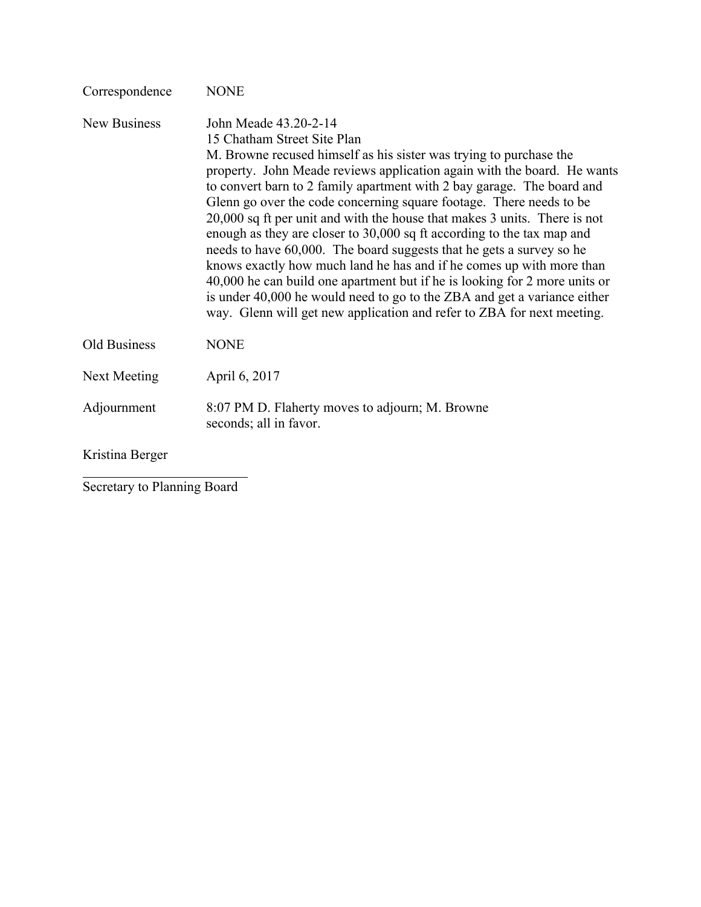| | |
|---|---|
| Correspondence | NONE |
| New Business | John Meade 43.20-2-14<br>15 Chatham Street Site Plan<br>M. Browne recused himself as his sister was trying to purchase the property. John Meade reviews application again with the board. He wants to convert barn to 2 family apartment with 2 bay garage. The board and Glenn go over the code concerning square footage. There needs to be 20,000 sq ft per unit and with the house that makes 3 units. There is not enough as they are closer to 30,000 sq ft according to the tax map and needs to have 60,000. The board suggests that he gets a survey so he knows exactly how much land he has and if he comes up with more than 40,000 he can build one apartment but if he is looking for 2 more units or is under 40,000 he would need to go to the ZBA and get a variance either way. Glenn will get new application and refer to ZBA for next meeting. |
| Old Business | NONE |
| Next Meeting | April 6, 2017 |
| Adjournment | 8:07 PM D. Flaherty moves to adjourn; M. Browne seconds; all in favor. |

Kristina Berger

Secretary to Planning Board